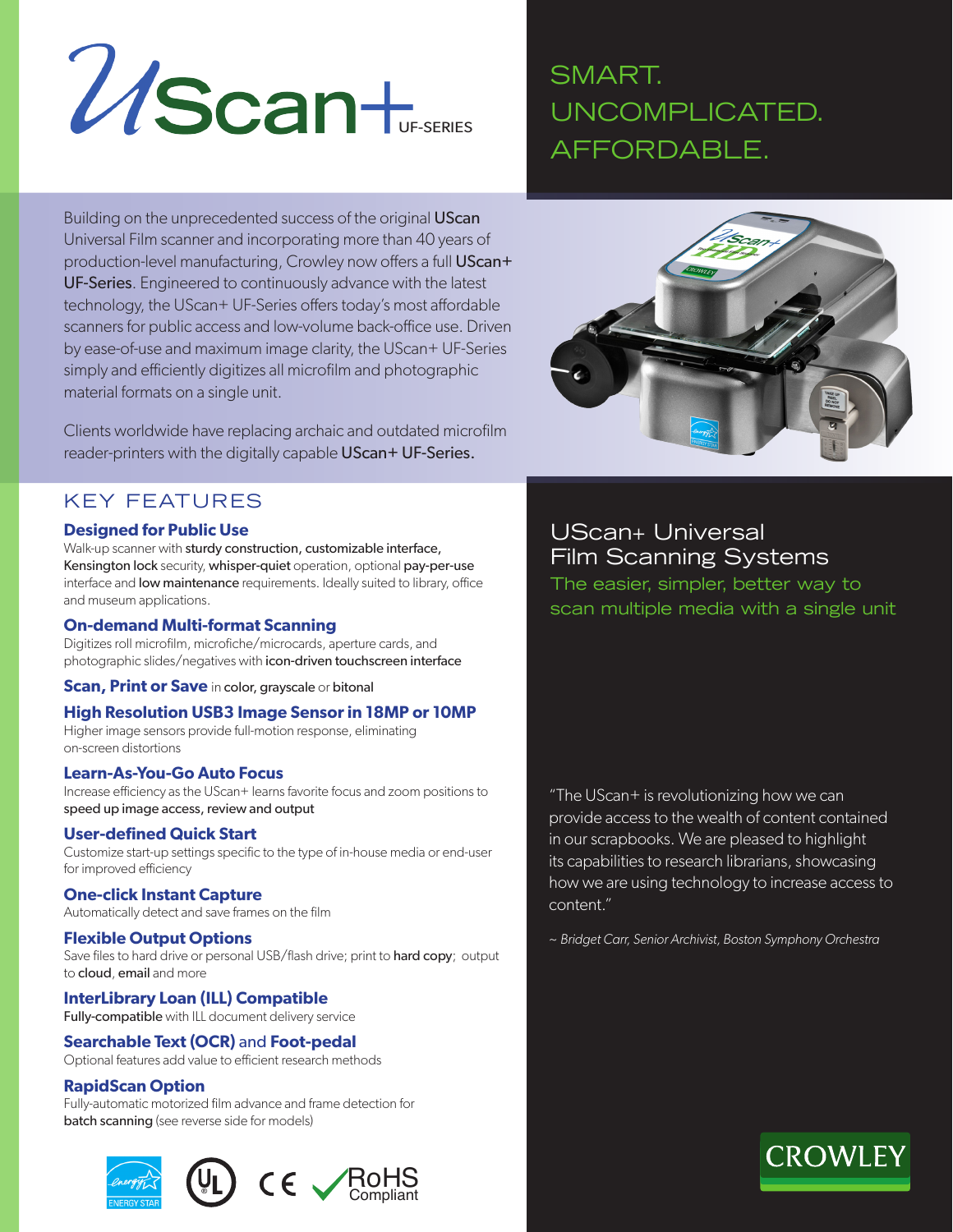# UScan+ UF-SERIES

## SMART. UNCOMPLICATED. AFFORDABLE.

Building on the unprecedented success of the original **UScan** Universal Film scanner and incorporating more than 40 years of production-level manufacturing, Crowley now offers a full **UScan+ UF-Series**. Engineered to continuously advance with the latest technology, the UScan+ UF-Series offers today's most affordable scanners for public access and low-volume back-office use. Driven by ease-of-use and maximum image clarity, the UScan+ UF-Series simply and efficiently digitizes all microfilm and photographic material formats on a single unit.

Clients worldwide have replacing archaic and outdated microfilm reader-printers with the digitally capable **UScan+ UF-Series.**

## KEY FEATURES

### Designed for Public Use

Walk-up scanner with **sturdy construction, customizable interface, Kensington lock** security, **whisper-quiet** operation, optional **pay-per-use** interface and **low maintenance** requirements. Ideally suited to library, office and museum applications.

### On-demand Multi-format Scanning

Digitizes roll microfilm, microfiche/microcards, aperture cards, and photographic slides/negatives with **icon-driven touchscreen interface**

### Scan, Print or Save in **color, grayscale** or **bitonal**

### High Resolution USB3 Image Sensor in 18MP or 10MP

Higher image sensors provide full-motion response, eliminating on-screen distortions

### Learn-As-You-Go Auto Focus

Increase efficiency as the UScan+ learns favorite focus and zoom positions to **speed up image access, review and output**

### User-defined Quick Start

Customize start-up settings specific to the type of in-house media or end-user for improved efficiency

### One-click Instant Capture

Automatically detect and save frames on the film

### Flexible Output Options

Save files to hard drive or personal USB/flash drive; print to **hard copy**; output to **cloud**, **email** and more

### InterLibrary Loan (ILL) Compatible

**Fully-compatible** with ILL document delivery service

### Searchable Text (OCR) and Foot-pedal

Optional features add value to efficient research methods

### RapidScan Option

Fully-automatic motorized film advance and frame detection for **batch scanning** (see reverse side for models)

## UScan+ Universal Film Scanning Systems

The easier, simpler, better way to scan multiple media with a single unit

"The UScan+ is revolutionizing how we can provide access to the wealth of content contained in our scrapbooks. We are pleased to highlight its capabilities to research librarians, showcasing how we are using technology to increase access to content."

*~ Bridget Carr, Senior Archivist, Boston Symphony Orchestra*

ENERGY STAR · UL · CE · RoHS Compliant

CROWLEY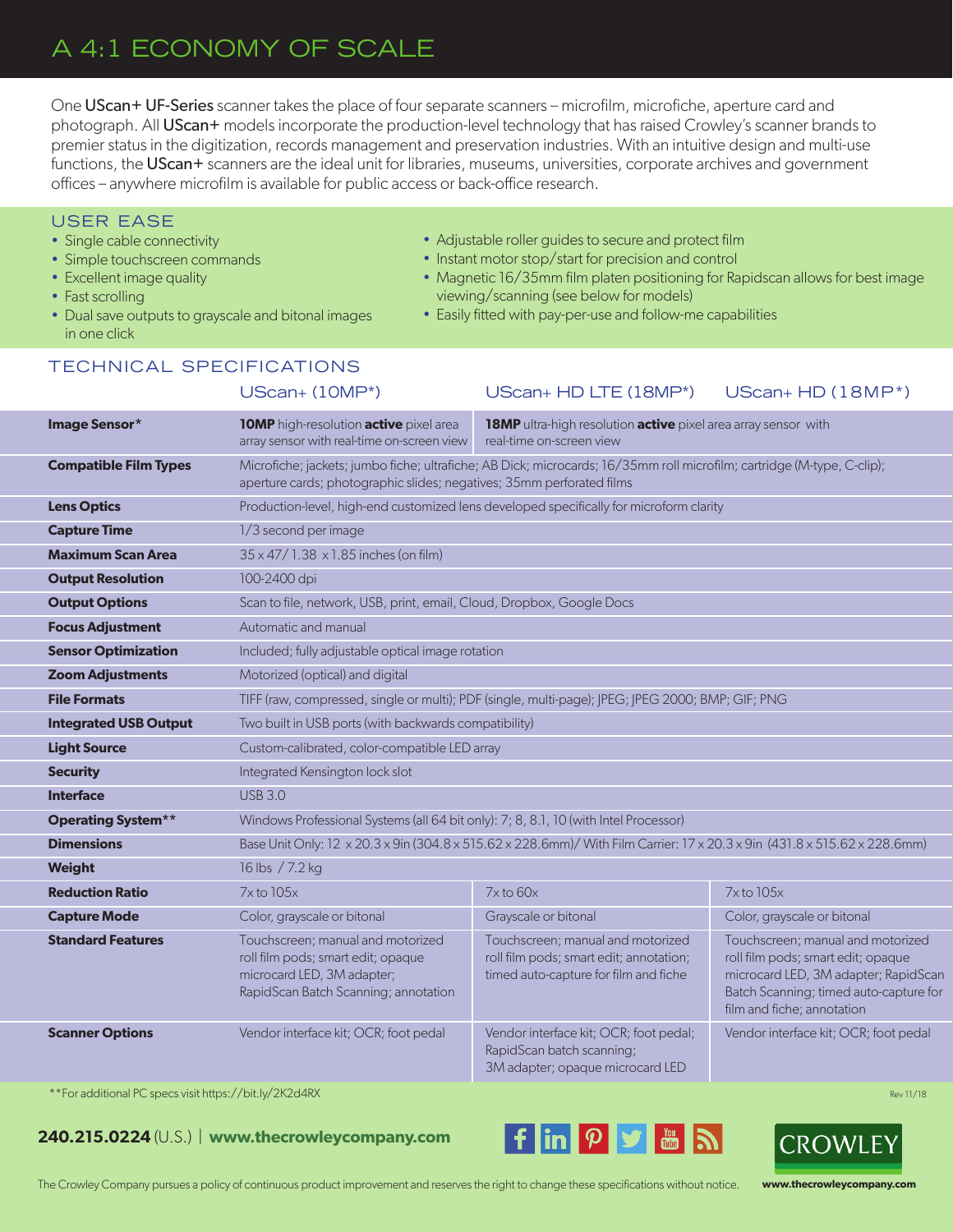# A 4:1 ECONOMY OF SCALE

One USCan+ UF-Series scanner takes the place of four separate scanners – microfilm, microfiche, aperture card and photograph. All UScan+ models incorporate the production-level technology that has raised Crowley's scanner brands to premier status in the digitization, records management and preservation industries. With an intuitive design and multi-use functions, the UScan+ scanners are the ideal unit for libraries, museums, universities, corporate archives and government offices – anywhere microfilm is available for public access or back-office research.

## USER EASE

- Single cable connectivity
- Simple touchscreen commands
- Excellent image quality
- Fast scrolling
- Dual save outputs to grayscale and bitonal images in one click
- Adjustable roller guides to secure and protect film
- Instant motor stop/start for precision and control
- Magnetic 16/35mm film platen positioning for Rapidscan allows for best image viewing/scanning (see below for models)
- Easily fitted with pay-per-use and follow-me capabilities

## TECHNICAL SPECIFICATIONS

| | UScan+ (10MP*) | UScan+ HD LTE (18MP*) | UScan+ HD (18MP*) |
|---|---|---|---|
| **Image Sensor*** | **10MP** high-resolution **active** pixel area array sensor with real-time on-screen view | **18MP** ultra-high resolution **active** pixel area array sensor with real-time on-screen view | |
| **Compatible Film Types** | Microfiche; jackets; jumbo fiche; ultrafiche; AB Dick; microcards; 16/35mm roll microfilm; cartridge (M-type, C-clip); aperture cards; photographic slides; negatives; 35mm perforated films | | |
| **Lens Optics** | Production-level, high-end customized lens developed specifically for microform clarity | | |
| **Capture Time** | 1/3 second per image | | |
| **Maximum Scan Area** | 35 x 47/ 1.38 x 1.85 inches (on film) | | |
| **Output Resolution** | 100-2400 dpi | | |
| **Output Options** | Scan to file, network, USB, print, email, Cloud, Dropbox, Google Docs | | |
| **Focus Adjustment** | Automatic and manual | | |
| **Sensor Optimization** | Included; fully adjustable optical image rotation | | |
| **Zoom Adjustments** | Motorized (optical) and digital | | |
| **File Formats** | TIFF (raw, compressed, single or multi); PDF (single, multi-page); JPEG; JPEG 2000; BMP; GIF; PNG | | |
| **Integrated USB Output** | Two built in USB ports (with backwards compatibility) | | |
| **Light Source** | Custom-calibrated, color-compatible LED array | | |
| **Security** | Integrated Kensington lock slot | | |
| **Interface** | USB 3.0 | | |
| **Operating System**** | Windows Professional Systems (all 64 bit only): 7; 8, 8.1, 10 (with Intel Processor) | | |
| **Dimensions** | Base Unit Only: 12 x 20.3 x 9in (304.8 x 515.62 x 228.6mm)/ With Film Carrier: 17 x 20.3 x 9in (431.8 x 515.62 x 228.6mm) | | |
| **Weight** | 16 lbs / 7.2 kg | | |
| **Reduction Ratio** | 7x to 105x | 7x to 60x | 7x to 105x |
| **Capture Mode** | Color, grayscale or bitonal | Grayscale or bitonal | Color, grayscale or bitonal |
| **Standard Features** | Touchscreen; manual and motorized roll film pods; smart edit; opaque microcard LED, 3M adapter; RapidScan Batch Scanning; annotation | Touchscreen; manual and motorized roll film pods; smart edit; annotation; timed auto-capture for film and fiche | Touchscreen; manual and motorized roll film pods; smart edit; opaque microcard LED, 3M adapter; RapidScan Batch Scanning; timed auto-capture for film and fiche; annotation |
| **Scanner Options** | Vendor interface kit; OCR; foot pedal | Vendor interface kit; OCR; foot pedal; RapidScan batch scanning; 3M adapter; opaque microcard LED | Vendor interface kit; OCR; foot pedal |

**For additional PC specs visit https://bit.ly/2K2d4RX

Rev 11/18

**240.215.0224** (U.S.) | **www.thecrowleycompany.com**

CROWLEY

The Crowley Company pursues a policy of continuous product improvement and reserves the right to change these specifications without notice.

**www.thecrowleycompany.com**